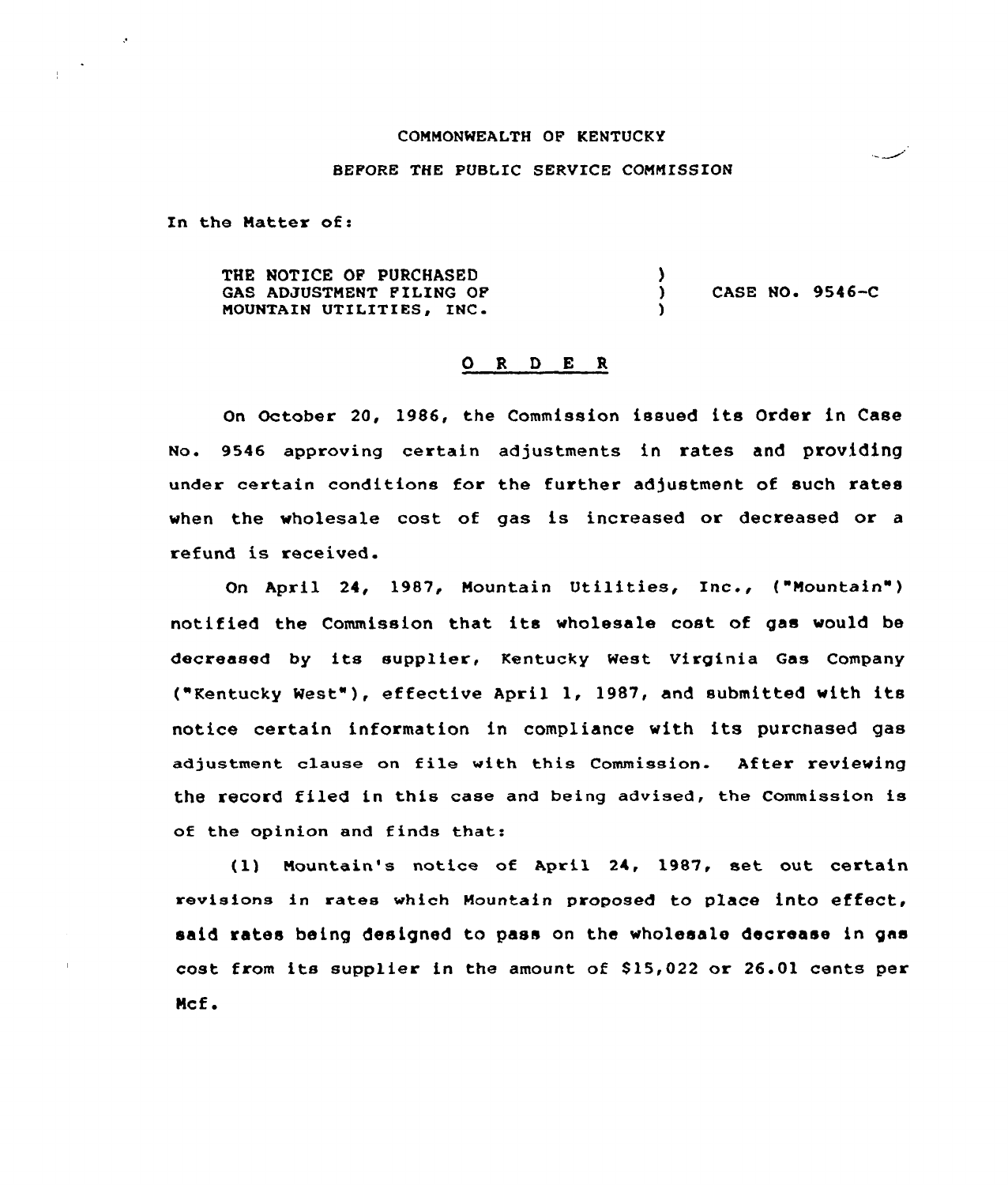COMMONWEALTH OF KENTUCKY

BEFORE THE PUBLIC SERVICE COMMISSION

In the Matter of:

| | | |
|---|---|---|
| THE NOTICE OF PURCHASED GAS ADJUSTMENT FILING OF MOUNTAIN UTILITIES, INC. | ) ) ) | CASE NO. 9546-C |

## O R D E R

On October 20, 1986, the Commission issued its Order in Case No. 9546 approving certain adjustments in rates and providing under certain conditions for the further adjustment of such rates when the wholesale cost of gas is increased or decreased or a refund is received.

On April 24, 1987, Mountain Utilities, Inc., ("Mountain") notified the Commission that its wholesale cost of gas would be decreased by its supplier, Kentucky West Virginia Gas Company ("Kentucky West"), effective April 1, 1987, and submitted with its notice certain information in compliance with its purchased gas adjustment clause on file with this Commission. After reviewing the record filed in this case and being advised, the Commission is of the opinion and finds that:

(1) Mountain's notice of April 24, 1987, set out certain revisions in rates which Mountain proposed to place into effect, said rates being designed to pass on the wholesale decrease in gas cost from its supplier in the amount of $15,022 or 26.01 cents per Mcf.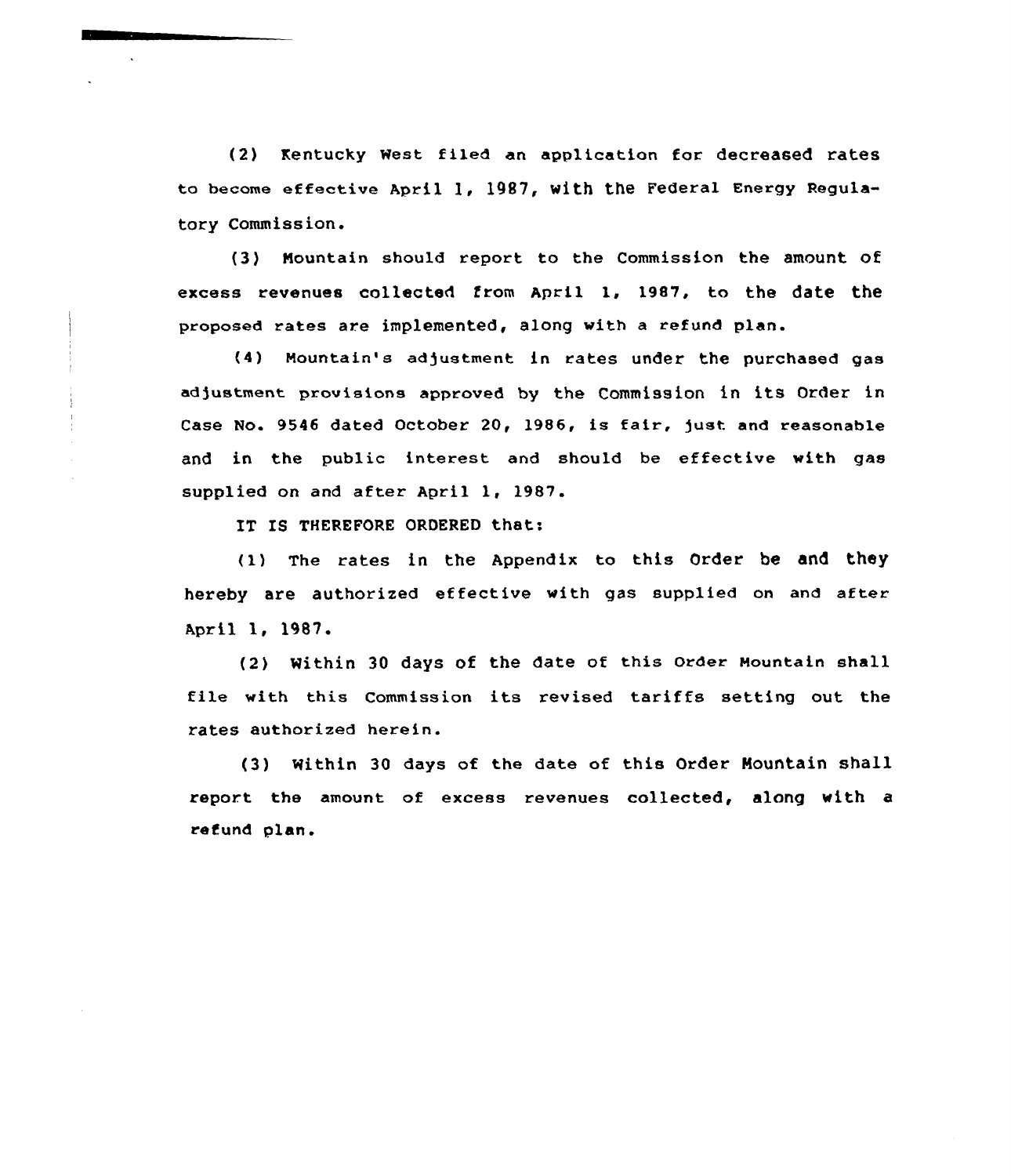(2) Kentucky West filed an application for decreased rates to become effective April 1, 1987, with the Federal Energy Regulatory Commission.

(3) Mountain should report to the Commission the amount of excess revenues collected from April 1, 1987, to the date the proposed rates are implemented, along with a refund plan.

(4) Mountain's adjustment in rates under the purchased gas adjustment provisions approved by the Commission in its Order in Case No. 9546 dated October 20, 1986, is fair, just and reasonable and in the public interest and should be effective with gas supplied on and after April 1, 1987.

IT IS THEREFORE ORDERED that:

(1) The rates in the Appendix to this Order be and they hereby are authorized effective with gas supplied on and after April 1, 1987.

(2) Within 30 days of the date of this Order Mountain shall file with this Commission its revised tariffs setting out the rates authorized herein.

(3) Within 30 days of the date of this Order Mountain shall report the amount of excess revenues collected, along with a refund plan.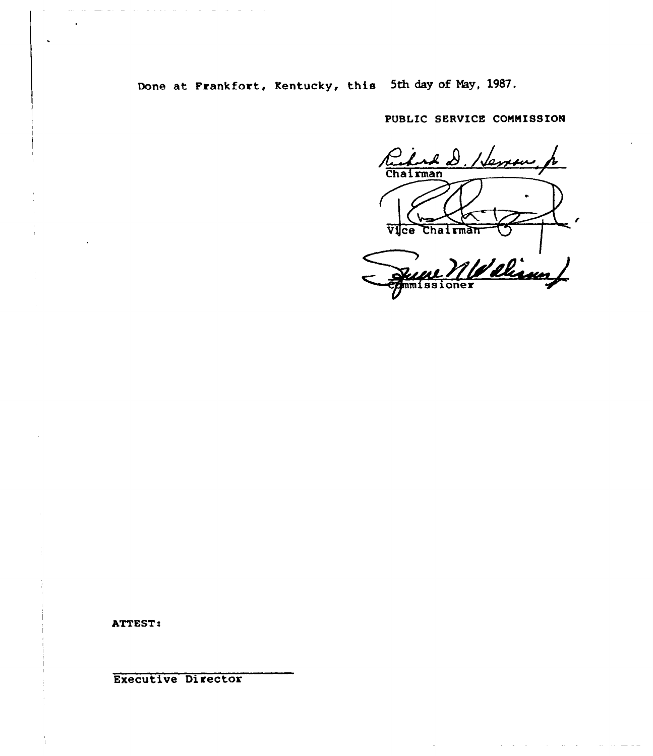Done at Frankfort, Kentucky, this 5th day of May, 1987.

PUBLIC SERVICE COMMISSION

Richard D. Hemon, Jr.
Chairman

Vice Chairman

Commissioner

ATTEST:

Executive Director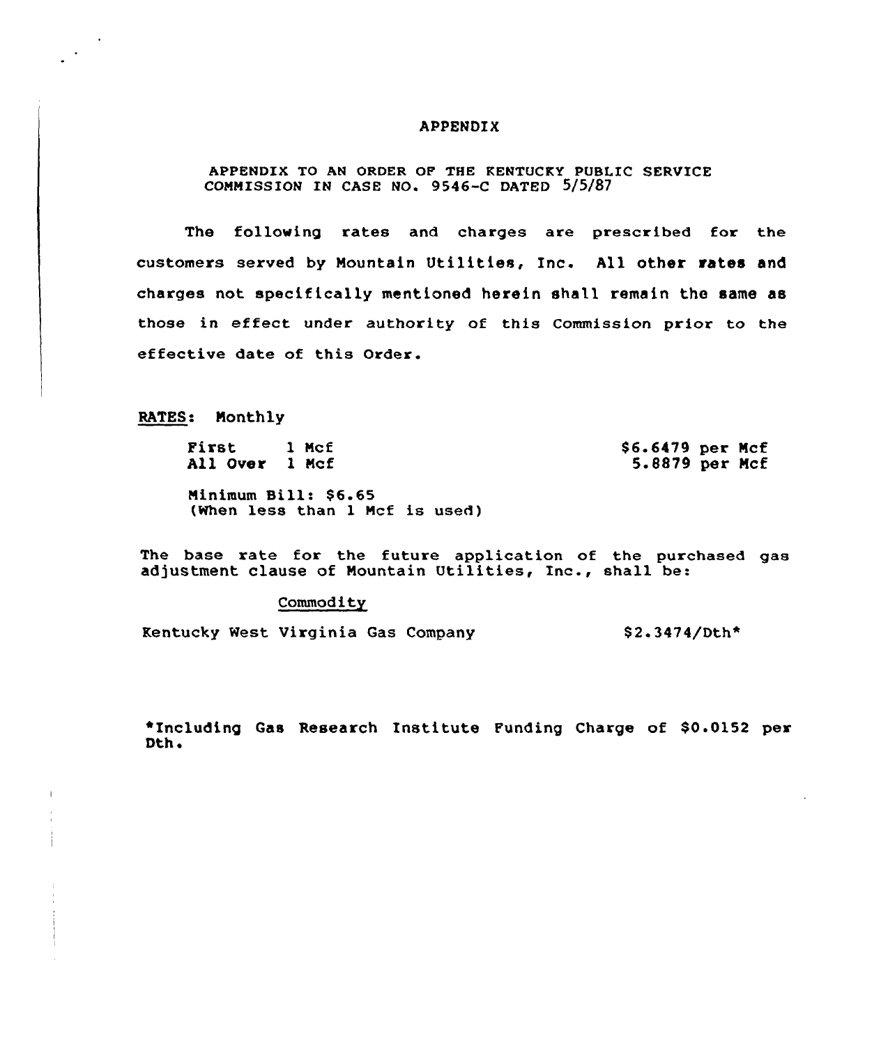# APPENDIX

APPENDIX TO AN ORDER OF THE KENTUCKY PUBLIC SERVICE COMMISSION IN CASE NO. 9546-C DATED 5/5/87

The following rates and charges are prescribed for the customers served by Mountain Utilities, Inc. All other rates and charges not specifically mentioned herein shall remain the same as those in effect under authority of this Commission prior to the effective date of this Order.

<u>RATES</u>: Monthly

| | | |
|---|---|---|
| First | 1 Mcf | $6.6479 per Mcf |
| All Over | 1 Mcf | 5.8879 per Mcf |

Minimum Bill: $6.65
(When less than 1 Mcf is used)

The base rate for the future application of the purchased gas adjustment clause of Mountain Utilities, Inc., shall be:

<u>Commodity</u>

| | |
|---|---|
| Kentucky West Virginia Gas Company | $2.3474/Dth* |

*Including Gas Research Institute Funding Charge of $0.0152 per Dth.